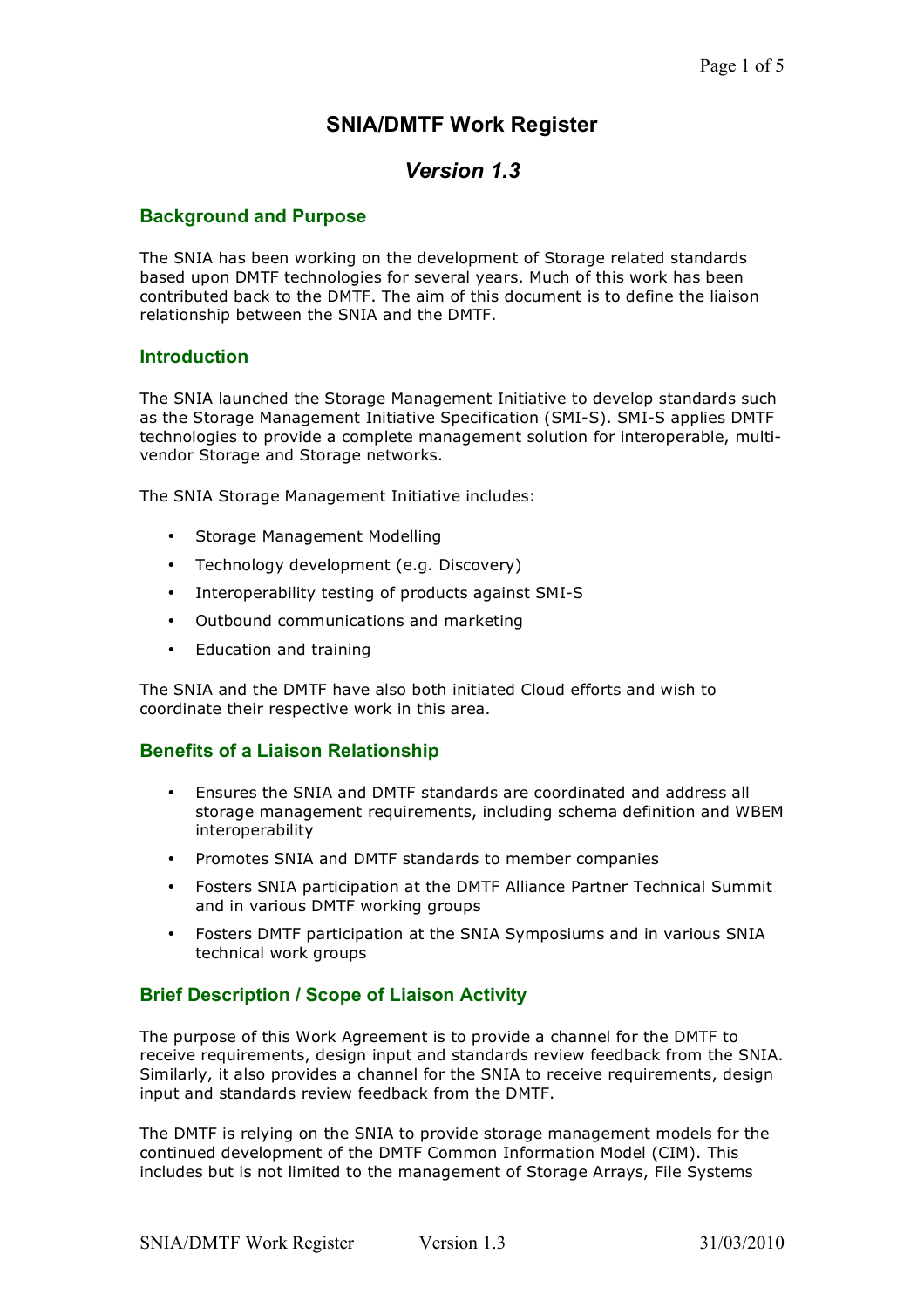# SNIA/DMTF Work Register

## *Version 1.3*

### Background and Purpose

The SNIA has been working on the development of Storage related standards based upon DMTF technologies for several years. Much of this work has been contributed back to the DMTF. The aim of this document is to define the liaison relationship between the SNIA and the DMTF.

### Introduction

The SNIA launched the Storage Management Initiative to develop standards such as the Storage Management Initiative Specification (SMI-S). SMI-S applies DMTF technologies to provide a complete management solution for interoperable, multi-vendor Storage and Storage networks.

The SNIA Storage Management Initiative includes:

- Storage Management Modelling
- Technology development (e.g. Discovery)
- Interoperability testing of products against SMI-S
- Outbound communications and marketing
- Education and training

The SNIA and the DMTF have also both initiated Cloud efforts and wish to coordinate their respective work in this area.

### Benefits of a Liaison Relationship

- Ensures the SNIA and DMTF standards are coordinated and address all storage management requirements, including schema definition and WBEM interoperability
- Promotes SNIA and DMTF standards to member companies
- Fosters SNIA participation at the DMTF Alliance Partner Technical Summit and in various DMTF working groups
- Fosters DMTF participation at the SNIA Symposiums and in various SNIA technical work groups

### Brief Description / Scope of Liaison Activity

The purpose of this Work Agreement is to provide a channel for the DMTF to receive requirements, design input and standards review feedback from the SNIA. Similarly, it also provides a channel for the SNIA to receive requirements, design input and standards review feedback from the DMTF.

The DMTF is relying on the SNIA to provide storage management models for the continued development of the DMTF Common Information Model (CIM). This includes but is not limited to the management of Storage Arrays, File Systems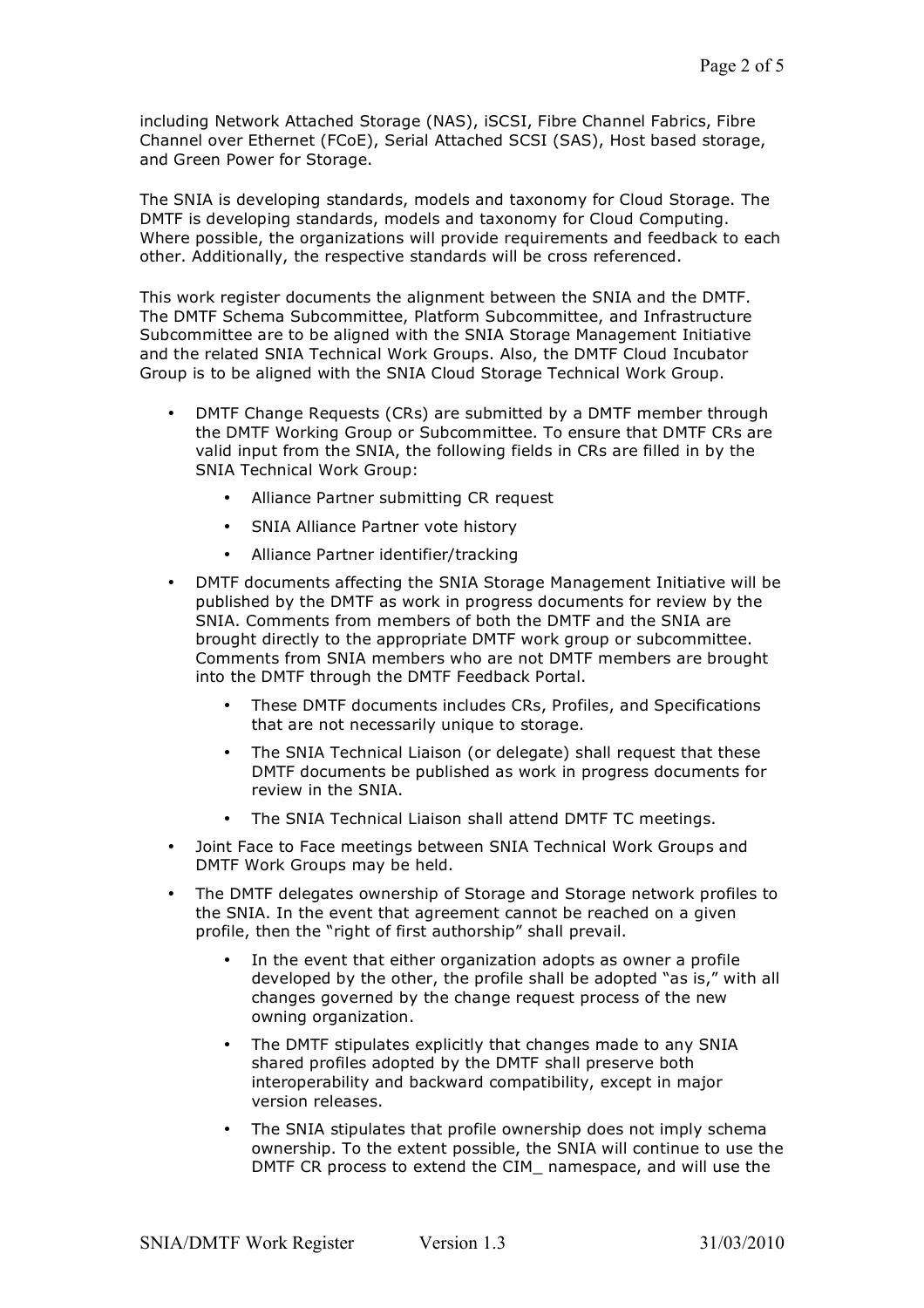including Network Attached Storage (NAS), iSCSI, Fibre Channel Fabrics, Fibre Channel over Ethernet (FCoE), Serial Attached SCSI (SAS), Host based storage, and Green Power for Storage.

The SNIA is developing standards, models and taxonomy for Cloud Storage. The DMTF is developing standards, models and taxonomy for Cloud Computing. Where possible, the organizations will provide requirements and feedback to each other. Additionally, the respective standards will be cross referenced.

This work register documents the alignment between the SNIA and the DMTF. The DMTF Schema Subcommittee, Platform Subcommittee, and Infrastructure Subcommittee are to be aligned with the SNIA Storage Management Initiative and the related SNIA Technical Work Groups. Also, the DMTF Cloud Incubator Group is to be aligned with the SNIA Cloud Storage Technical Work Group.

- DMTF Change Requests (CRs) are submitted by a DMTF member through the DMTF Working Group or Subcommittee. To ensure that DMTF CRs are valid input from the SNIA, the following fields in CRs are filled in by the SNIA Technical Work Group:
    - Alliance Partner submitting CR request
    - SNIA Alliance Partner vote history
    - Alliance Partner identifier/tracking
- DMTF documents affecting the SNIA Storage Management Initiative will be published by the DMTF as work in progress documents for review by the SNIA. Comments from members of both the DMTF and the SNIA are brought directly to the appropriate DMTF work group or subcommittee. Comments from SNIA members who are not DMTF members are brought into the DMTF through the DMTF Feedback Portal.
    - These DMTF documents includes CRs, Profiles, and Specifications that are not necessarily unique to storage.
    - The SNIA Technical Liaison (or delegate) shall request that these DMTF documents be published as work in progress documents for review in the SNIA.
    - The SNIA Technical Liaison shall attend DMTF TC meetings.
- Joint Face to Face meetings between SNIA Technical Work Groups and DMTF Work Groups may be held.
- The DMTF delegates ownership of Storage and Storage network profiles to the SNIA. In the event that agreement cannot be reached on a given profile, then the "right of first authorship" shall prevail.
    - In the event that either organization adopts as owner a profile developed by the other, the profile shall be adopted "as is," with all changes governed by the change request process of the new owning organization.
    - The DMTF stipulates explicitly that changes made to any SNIA shared profiles adopted by the DMTF shall preserve both interoperability and backward compatibility, except in major version releases.
    - The SNIA stipulates that profile ownership does not imply schema ownership. To the extent possible, the SNIA will continue to use the DMTF CR process to extend the CIM_ namespace, and will use the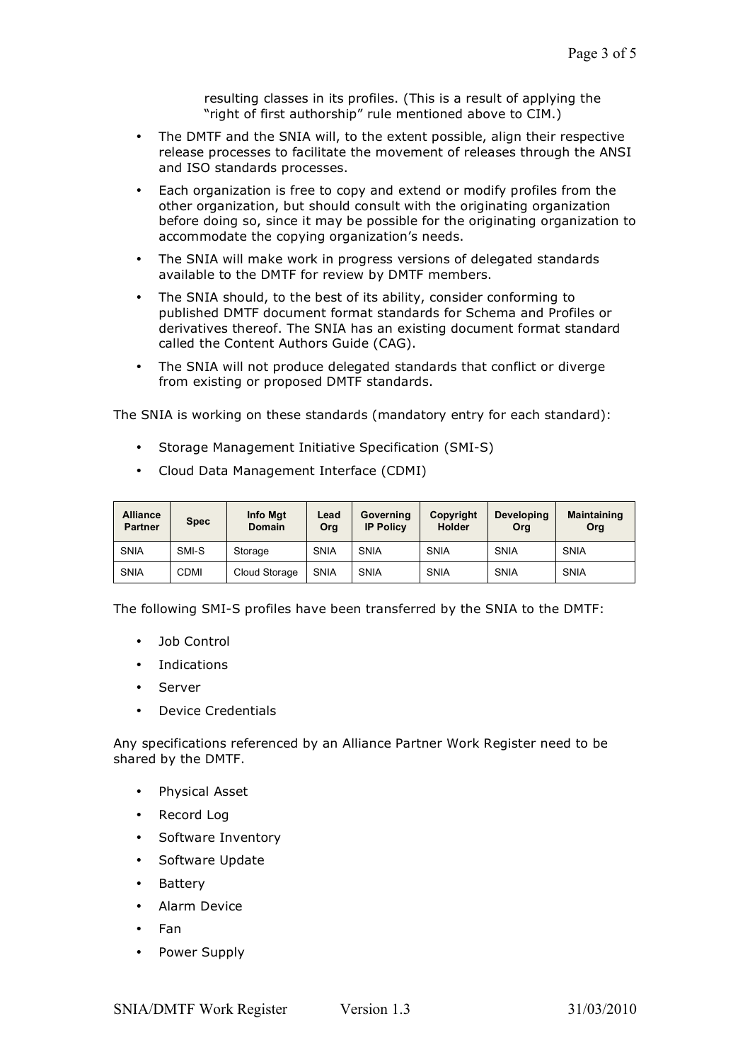resulting classes in its profiles. (This is a result of applying the "right of first authorship" rule mentioned above to CIM.)

- The DMTF and the SNIA will, to the extent possible, align their respective release processes to facilitate the movement of releases through the ANSI and ISO standards processes.
- Each organization is free to copy and extend or modify profiles from the other organization, but should consult with the originating organization before doing so, since it may be possible for the originating organization to accommodate the copying organization's needs.
- The SNIA will make work in progress versions of delegated standards available to the DMTF for review by DMTF members.
- The SNIA should, to the best of its ability, consider conforming to published DMTF document format standards for Schema and Profiles or derivatives thereof. The SNIA has an existing document format standard called the Content Authors Guide (CAG).
- The SNIA will not produce delegated standards that conflict or diverge from existing or proposed DMTF standards.

The SNIA is working on these standards (mandatory entry for each standard):

- Storage Management Initiative Specification (SMI-S)
- Cloud Data Management Interface (CDMI)

| Alliance Partner | Spec | Info Mgt Domain | Lead Org | Governing IP Policy | Copyright Holder | Developing Org | Maintaining Org |
|---|---|---|---|---|---|---|---|
| SNIA | SMI-S | Storage | SNIA | SNIA | SNIA | SNIA | SNIA |
| SNIA | CDMI | Cloud Storage | SNIA | SNIA | SNIA | SNIA | SNIA |

The following SMI-S profiles have been transferred by the SNIA to the DMTF:

- Job Control
- Indications
- Server
- Device Credentials

Any specifications referenced by an Alliance Partner Work Register need to be shared by the DMTF.

- Physical Asset
- Record Log
- Software Inventory
- Software Update
- Battery
- Alarm Device
- Fan
- Power Supply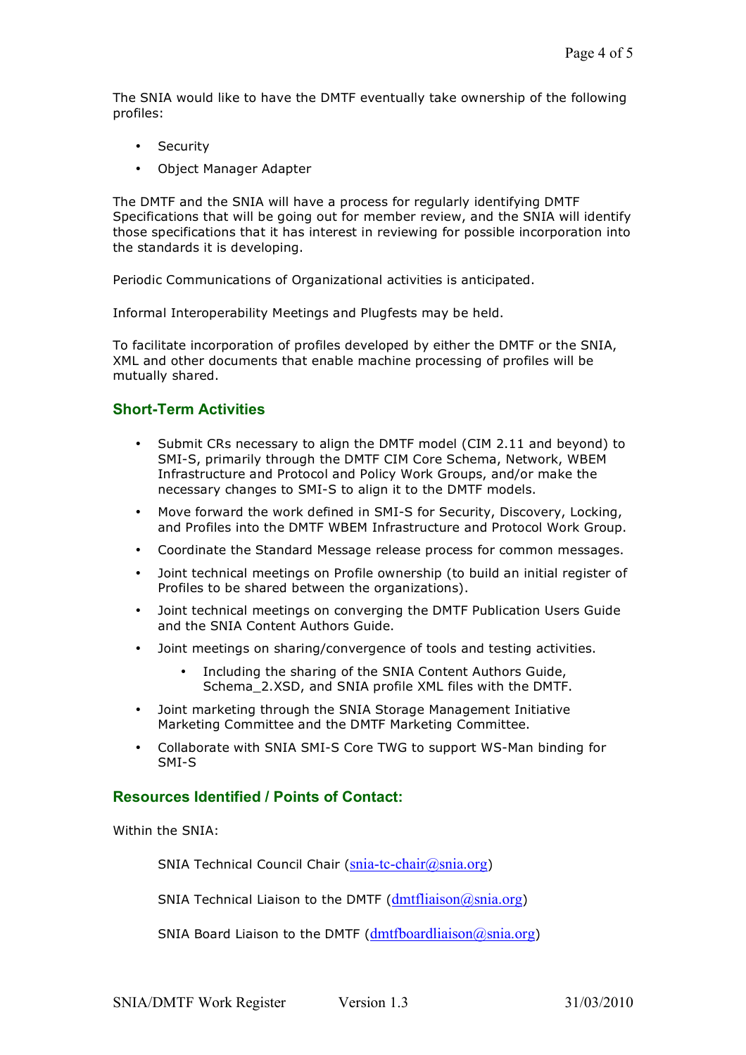The SNIA would like to have the DMTF eventually take ownership of the following profiles:

- Security
- Object Manager Adapter

The DMTF and the SNIA will have a process for regularly identifying DMTF Specifications that will be going out for member review, and the SNIA will identify those specifications that it has interest in reviewing for possible incorporation into the standards it is developing.

Periodic Communications of Organizational activities is anticipated.

Informal Interoperability Meetings and Plugfests may be held.

To facilitate incorporation of profiles developed by either the DMTF or the SNIA, XML and other documents that enable machine processing of profiles will be mutually shared.

## Short-Term Activities

- Submit CRs necessary to align the DMTF model (CIM 2.11 and beyond) to SMI-S, primarily through the DMTF CIM Core Schema, Network, WBEM Infrastructure and Protocol and Policy Work Groups, and/or make the necessary changes to SMI-S to align it to the DMTF models.
- Move forward the work defined in SMI-S for Security, Discovery, Locking, and Profiles into the DMTF WBEM Infrastructure and Protocol Work Group.
- Coordinate the Standard Message release process for common messages.
- Joint technical meetings on Profile ownership (to build an initial register of Profiles to be shared between the organizations).
- Joint technical meetings on converging the DMTF Publication Users Guide and the SNIA Content Authors Guide.
- Joint meetings on sharing/convergence of tools and testing activities.
    - Including the sharing of the SNIA Content Authors Guide, Schema_2.XSD, and SNIA profile XML files with the DMTF.
- Joint marketing through the SNIA Storage Management Initiative Marketing Committee and the DMTF Marketing Committee.
- Collaborate with SNIA SMI-S Core TWG to support WS-Man binding for SMI-S

## Resources Identified / Points of Contact:

Within the SNIA:

SNIA Technical Council Chair (snia-tc-chair@snia.org)

SNIA Technical Liaison to the DMTF (dmtfliaison@snia.org)

SNIA Board Liaison to the DMTF (dmtfboardliaison@snia.org)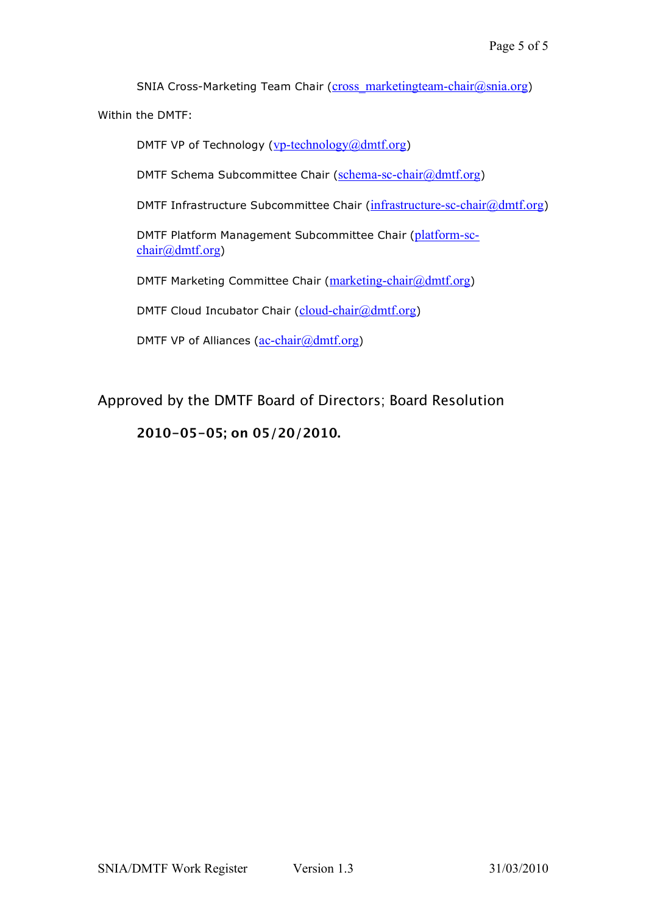SNIA Cross-Marketing Team Chair (cross_marketingteam-chair@snia.org)

Within the DMTF:

DMTF VP of Technology (vp-technology@dmtf.org)

DMTF Schema Subcommittee Chair (schema-sc-chair@dmtf.org)

DMTF Infrastructure Subcommittee Chair (infrastructure-sc-chair@dmtf.org)

DMTF Platform Management Subcommittee Chair (platform-sc-chair@dmtf.org)

DMTF Marketing Committee Chair (marketing-chair@dmtf.org)

DMTF Cloud Incubator Chair (cloud-chair@dmtf.org)

DMTF VP of Alliances (ac-chair@dmtf.org)

Approved by the DMTF Board of Directors; Board Resolution

**2010-05-05; on 05/20/2010.**